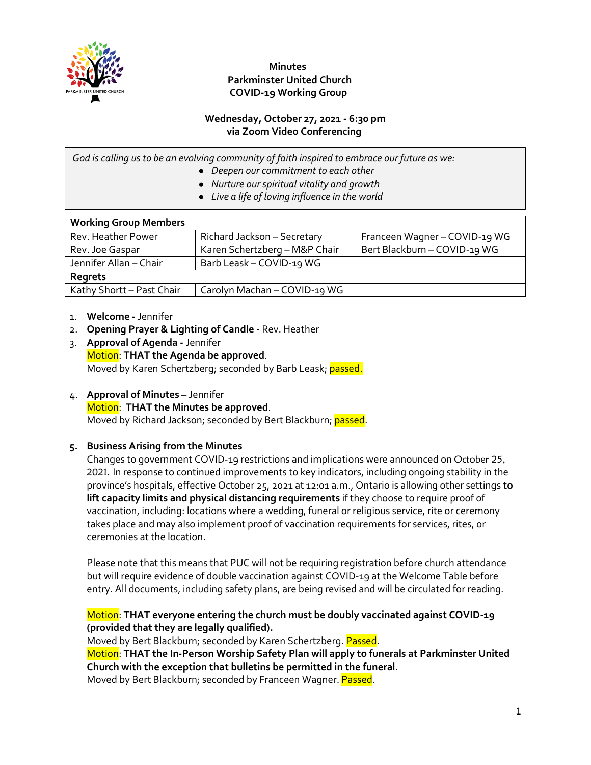**Minutes**
**Parkminster United Church**
**COVID-19 Working Group**

**Wednesday, October 27, 2021 - 6:30 pm**
**via Zoom Video Conferencing**

*God is calling us to be an evolving community of faith inspired to embrace our future as we:*

- *Deepen our commitment to each other*
- *Nurture our spiritual vitality and growth*
- *Live a life of loving influence in the world*

| **Working Group Members** | | |
|---|---|---|
| Rev. Heather Power | Richard Jackson – Secretary | Franceen Wagner – COVID-19 WG |
| Rev. Joe Gaspar | Karen Schertzberg – M&P Chair | Bert Blackburn – COVID-19 WG |
| Jennifer Allan – Chair | Barb Leask – COVID-19 WG | |
| **Regrets** | | |
| Kathy Shortt – Past Chair | Carolyn Machan – COVID-19 WG | |

1. **Welcome -** Jennifer
2. **Opening Prayer & Lighting of Candle -** Rev. Heather
3. **Approval of Agenda -** Jennifer
   Motion: **THAT the Agenda be approved**.
   Moved by Karen Schertzberg; seconded by Barb Leask; passed.

4. **Approval of Minutes –** Jennifer
   Motion: **THAT the Minutes be approved**.
   Moved by Richard Jackson; seconded by Bert Blackburn; passed.

5. **Business Arising from the Minutes**
   Changes to government COVID-19 restrictions and implications were announced on October 25, 2021. In response to continued improvements to key indicators, including ongoing stability in the province's hospitals, effective October 25, 2021 at 12:01 a.m., Ontario is allowing other settings **to lift capacity limits and physical distancing requirements** if they choose to require proof of vaccination, including: locations where a wedding, funeral or religious service, rite or ceremony takes place and may also implement proof of vaccination requirements for services, rites, or ceremonies at the location.

   Please note that this means that PUC will not be requiring registration before church attendance but will require evidence of double vaccination against COVID-19 at the Welcome Table before entry. All documents, including safety plans, are being revised and will be circulated for reading.

   Motion: **THAT everyone entering the church must be doubly vaccinated against COVID-19 (provided that they are legally qualified).**
   Moved by Bert Blackburn; seconded by Karen Schertzberg. Passed.
   Motion: **THAT the In-Person Worship Safety Plan will apply to funerals at Parkminster United Church with the exception that bulletins be permitted in the funeral.**
   Moved by Bert Blackburn; seconded by Franceen Wagner. Passed.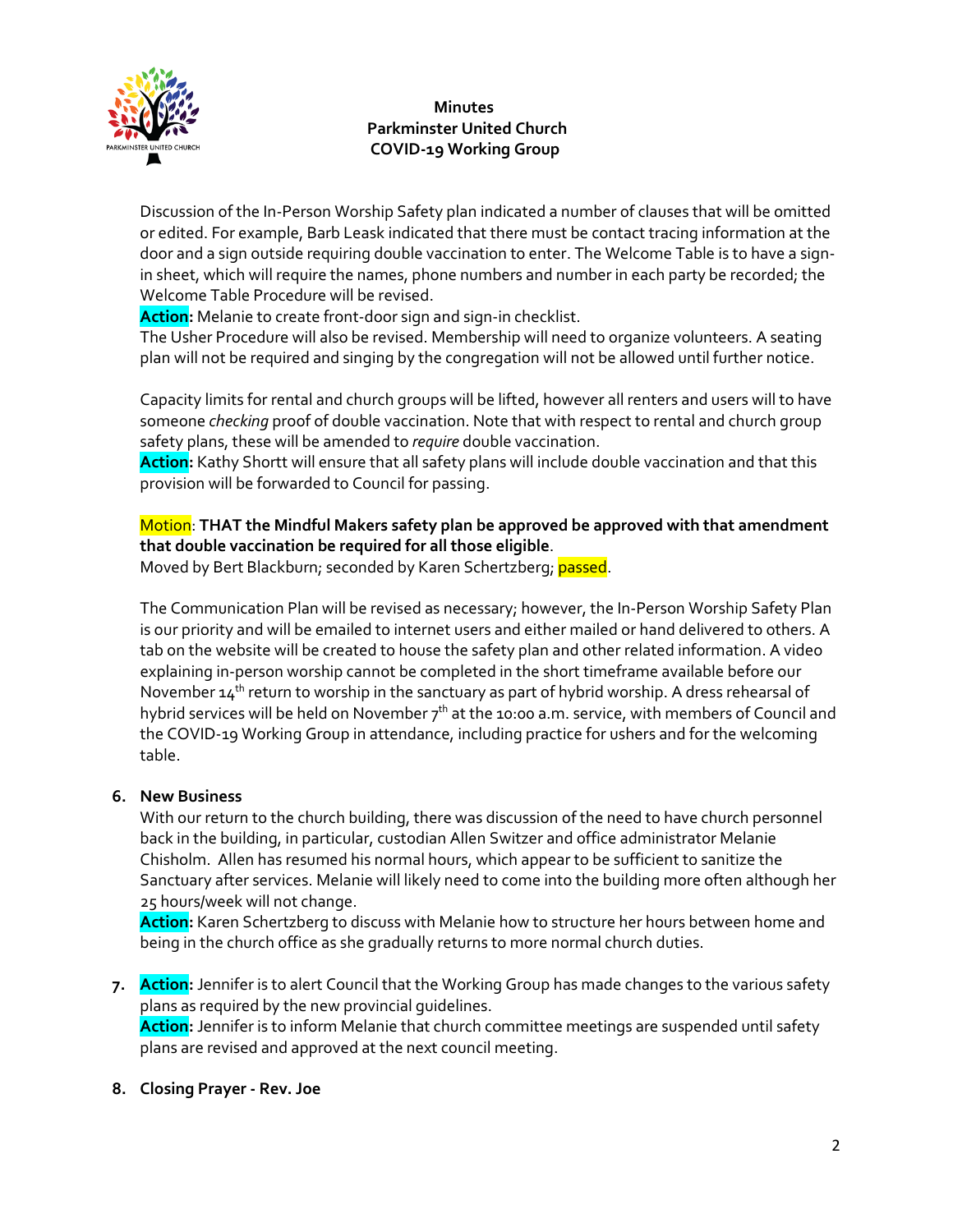**Minutes**
**Parkminster United Church**
**COVID-19 Working Group**

Discussion of the In-Person Worship Safety plan indicated a number of clauses that will be omitted or edited. For example, Barb Leask indicated that there must be contact tracing information at the door and a sign outside requiring double vaccination to enter. The Welcome Table is to have a sign-in sheet, which will require the names, phone numbers and number in each party be recorded; the Welcome Table Procedure will be revised.

**Action:** Melanie to create front-door sign and sign-in checklist.

The Usher Procedure will also be revised. Membership will need to organize volunteers. A seating plan will not be required and singing by the congregation will not be allowed until further notice.

Capacity limits for rental and church groups will be lifted, however all renters and users will to have someone *checking* proof of double vaccination. Note that with respect to rental and church group safety plans, these will be amended to *require* double vaccination.

**Action:** Kathy Shortt will ensure that all safety plans will include double vaccination and that this provision will be forwarded to Council for passing.

Motion: **THAT the Mindful Makers safety plan be approved be approved with that amendment that double vaccination be required for all those eligible**.
Moved by Bert Blackburn; seconded by Karen Schertzberg; passed.

The Communication Plan will be revised as necessary; however, the In-Person Worship Safety Plan is our priority and will be emailed to internet users and either mailed or hand delivered to others. A tab on the website will be created to house the safety plan and other related information. A video explaining in-person worship cannot be completed in the short timeframe available before our November 14th return to worship in the sanctuary as part of hybrid worship. A dress rehearsal of hybrid services will be held on November 7th at the 10:00 a.m. service, with members of Council and the COVID-19 Working Group in attendance, including practice for ushers and for the welcoming table.

6. **New Business**

   With our return to the church building, there was discussion of the need to have church personnel back in the building, in particular, custodian Allen Switzer and office administrator Melanie Chisholm. Allen has resumed his normal hours, which appear to be sufficient to sanitize the Sanctuary after services. Melanie will likely need to come into the building more often although her 25 hours/week will not change.

   **Action:** Karen Schertzberg to discuss with Melanie how to structure her hours between home and being in the church office as she gradually returns to more normal church duties.

7. **Action:** Jennifer is to alert Council that the Working Group has made changes to the various safety plans as required by the new provincial guidelines.

   **Action:** Jennifer is to inform Melanie that church committee meetings are suspended until safety plans are revised and approved at the next council meeting.

8. **Closing Prayer - Rev. Joe**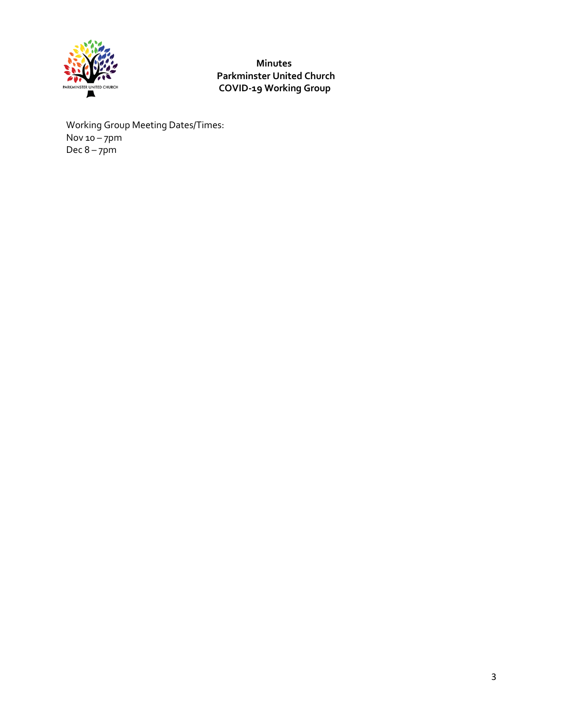**Minutes**
**Parkminster United Church**
**COVID-19 Working Group**

Working Group Meeting Dates/Times:
Nov 10 – 7pm
Dec 8 – 7pm